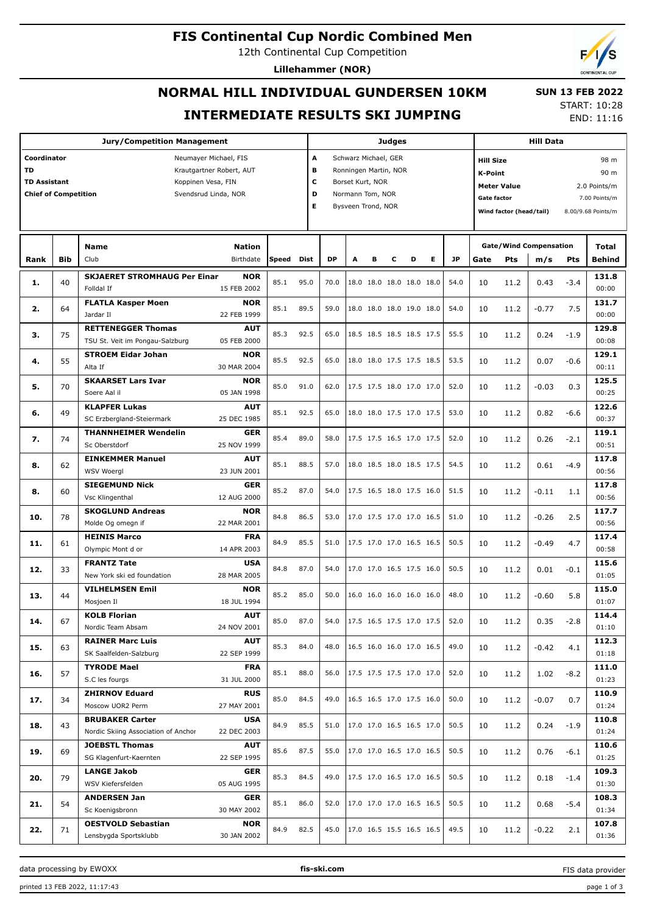# FIS Continental Cup Nordic Combined Men

12th Continental Cup Competition

**Lillehammer (NOR)**

## NORMAL HILL INDIVIDUAL GUNDERSEN 10KM

## INTERMEDIATE RESULTS SKI JUMPING

**SUN 13 FEB 2022**

START: 10:28

END: 11:16

| Jury/Competition Management | |
|---|---|
| Coordinator | Neumayer Michael, FIS |
| TD | Krautgartner Robert, AUT |
| TD Assistant | Koppinen Vesa, FIN |
| Chief of Competition | Svendsrud Linda, NOR |

| Judges | |
|---|---|
| A | Schwarz Michael, GER |
| B | Ronningen Martin, NOR |
| C | Borset Kurt, NOR |
| D | Normann Tom, NOR |
| E | Bysveen Trond, NOR |

| Hill Data | |
|---|---|
| Hill Size | 98 m |
| K-Point | 90 m |
| Meter Value | 2.0 Points/m |
| Gate factor | 7.00 Points/m |
| Wind factor (head/tail) | 8.00/9.68 Points/m |

| Rank | Bib | Name / Club | Nation / Birthdate | Speed | Dist | DP | A | B | C | D | E | JP | Gate | Pts | m/s | Pts | Total / Behind |
|---|---|---|---|---|---|---|---|---|---|---|---|---|---|---|---|---|---|
| 1. | 40 | **SKJAERET STROMHAUG Per Einar** Folldal If | **NOR** 15 FEB 2002 | 85.1 | 95.0 | 70.0 | 18.0 | 18.0 | 18.0 | 18.0 | 18.0 | 54.0 | 10 | 11.2 | 0.43 | -3.4 | **131.8** 00:00 |
| 2. | 64 | **FLATLA Kasper Moen** Jardar Il | **NOR** 22 FEB 1999 | 85.1 | 89.5 | 59.0 | 18.0 | 18.0 | 18.0 | 19.0 | 18.0 | 54.0 | 10 | 11.2 | -0.77 | 7.5 | **131.7** 00:00 |
| 3. | 75 | **RETTENEGGER Thomas** TSU St. Veit im Pongau-Salzburg | **AUT** 05 FEB 2000 | 85.3 | 92.5 | 65.0 | 18.5 | 18.5 | 18.5 | 18.5 | 17.5 | 55.5 | 10 | 11.2 | 0.24 | -1.9 | **129.8** 00:08 |
| 4. | 55 | **STROEM Eidar Johan** Alta If | **NOR** 30 MAR 2004 | 85.5 | 92.5 | 65.0 | 18.0 | 18.0 | 17.5 | 17.5 | 18.5 | 53.5 | 10 | 11.2 | 0.07 | -0.6 | **129.1** 00:11 |
| 5. | 70 | **SKAARSET Lars Ivar** Soere Aal il | **NOR** 05 JAN 1998 | 85.0 | 91.0 | 62.0 | 17.5 | 17.5 | 18.0 | 17.0 | 17.0 | 52.0 | 10 | 11.2 | -0.03 | 0.3 | **125.5** 00:25 |
| 6. | 49 | **KLAPFER Lukas** SC Erzbergland-Steiermark | **AUT** 25 DEC 1985 | 85.1 | 92.5 | 65.0 | 18.0 | 18.0 | 17.5 | 17.0 | 17.5 | 53.0 | 10 | 11.2 | 0.82 | -6.6 | **122.6** 00:37 |
| 7. | 74 | **THANNHEIMER Wendelin** Sc Oberstdorf | **GER** 25 NOV 1999 | 85.4 | 89.0 | 58.0 | 17.5 | 17.5 | 16.5 | 17.0 | 17.5 | 52.0 | 10 | 11.2 | 0.26 | -2.1 | **119.1** 00:51 |
| 8. | 62 | **EINKEMMER Manuel** WSV Woergl | **AUT** 23 JUN 2001 | 85.1 | 88.5 | 57.0 | 18.0 | 18.5 | 18.0 | 18.5 | 17.5 | 54.5 | 10 | 11.2 | 0.61 | -4.9 | **117.8** 00:56 |
| 8. | 60 | **SIEGEMUND Nick** Vsc Klingenthal | **GER** 12 AUG 2000 | 85.2 | 87.0 | 54.0 | 17.5 | 16.5 | 18.0 | 17.5 | 16.0 | 51.5 | 10 | 11.2 | -0.11 | 1.1 | **117.8** 00:56 |
| 10. | 78 | **SKOGLUND Andreas** Molde Og omegn if | **NOR** 22 MAR 2001 | 84.8 | 86.5 | 53.0 | 17.0 | 17.5 | 17.0 | 17.0 | 16.5 | 51.0 | 10 | 11.2 | -0.26 | 2.5 | **117.7** 00:56 |
| 11. | 61 | **HEINIS Marco** Olympic Mont d or | **FRA** 14 APR 2003 | 84.9 | 85.5 | 51.0 | 17.5 | 17.0 | 17.0 | 16.5 | 16.5 | 50.5 | 10 | 11.2 | -0.49 | 4.7 | **117.4** 00:58 |
| 12. | 33 | **FRANTZ Tate** New York ski ed foundation | **USA** 28 MAR 2005 | 84.8 | 87.0 | 54.0 | 17.0 | 17.0 | 16.5 | 17.5 | 16.0 | 50.5 | 10 | 11.2 | 0.01 | -0.1 | **115.6** 01:05 |
| 13. | 44 | **VILHELMSEN Emil** Mosjoen Il | **NOR** 18 JUL 1994 | 85.2 | 85.0 | 50.0 | 16.0 | 16.0 | 16.0 | 16.0 | 16.0 | 48.0 | 10 | 11.2 | -0.60 | 5.8 | **115.0** 01:07 |
| 14. | 67 | **KOLB Florian** Nordic Team Absam | **AUT** 24 NOV 2001 | 85.0 | 87.0 | 54.0 | 17.5 | 16.5 | 17.5 | 17.0 | 17.5 | 52.0 | 10 | 11.2 | 0.35 | -2.8 | **114.4** 01:10 |
| 15. | 63 | **RAINER Marc Luis** SK Saalfelden-Salzburg | **AUT** 22 SEP 1999 | 85.3 | 84.0 | 48.0 | 16.5 | 16.0 | 16.0 | 17.0 | 16.5 | 49.0 | 10 | 11.2 | -0.42 | 4.1 | **112.3** 01:18 |
| 16. | 57 | **TYRODE Mael** S.C les fourgs | **FRA** 31 JUL 2000 | 85.1 | 88.0 | 56.0 | 17.5 | 17.5 | 17.5 | 17.0 | 17.0 | 52.0 | 10 | 11.2 | 1.02 | -8.2 | **111.0** 01:23 |
| 17. | 34 | **ZHIRNOV Eduard** Moscow UOR2 Perm | **RUS** 27 MAY 2001 | 85.0 | 84.5 | 49.0 | 16.5 | 16.5 | 17.0 | 17.5 | 16.0 | 50.0 | 10 | 11.2 | -0.07 | 0.7 | **110.9** 01:24 |
| 18. | 43 | **BRUBAKER Carter** Nordic Skiing Association of Anchor | **USA** 22 DEC 2003 | 84.9 | 85.5 | 51.0 | 17.0 | 17.0 | 16.5 | 16.5 | 17.0 | 50.5 | 10 | 11.2 | 0.24 | -1.9 | **110.8** 01:24 |
| 19. | 69 | **JOEBSTL Thomas** SG Klagenfurt-Kaernten | **AUT** 22 SEP 1995 | 85.6 | 87.5 | 55.0 | 17.0 | 17.0 | 16.5 | 17.0 | 16.5 | 50.5 | 10 | 11.2 | 0.76 | -6.1 | **110.6** 01:25 |
| 20. | 79 | **LANGE Jakob** WSV Kiefersfelden | **GER** 05 AUG 1995 | 85.3 | 84.5 | 49.0 | 17.5 | 17.0 | 16.5 | 17.0 | 16.5 | 50.5 | 10 | 11.2 | 0.18 | -1.4 | **109.3** 01:30 |
| 21. | 54 | **ANDERSEN Jan** Sc Koenigsbronn | **GER** 30 MAY 2002 | 85.1 | 86.0 | 52.0 | 17.0 | 17.0 | 17.0 | 16.5 | 16.5 | 50.5 | 10 | 11.2 | 0.68 | -5.4 | **108.3** 01:34 |
| 22. | 71 | **OESTVOLD Sebastian** Lensbygda Sportsklubb | **NOR** 30 JAN 2002 | 84.9 | 82.5 | 45.0 | 17.0 | 16.5 | 15.5 | 16.5 | 16.5 | 49.5 | 10 | 11.2 | -0.22 | 2.1 | **107.8** 01:36 |

data processing by EWOXX | fis-ski.com | FIS data provider

printed 13 FEB 2022, 11:17:43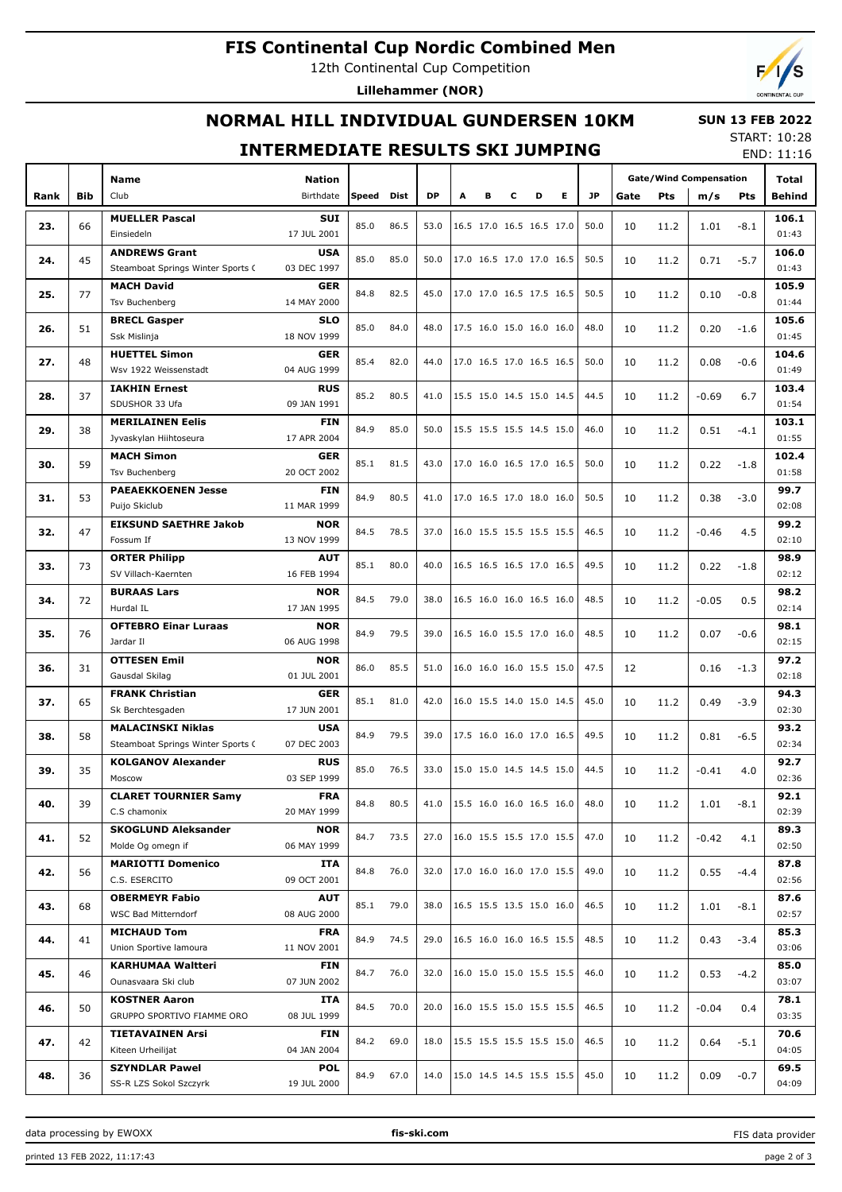# FIS Continental Cup Nordic Combined Men

12th Continental Cup Competition

**Lillehammer (NOR)**

## NORMAL HILL INDIVIDUAL GUNDERSEN 10KM

## INTERMEDIATE RESULTS SKI JUMPING

**SUN 13 FEB 2022**
START: 10:28
END: 11:16

| Rank | Bib | Name / Club | Nation / Birthdate | Speed | Dist | DP | A | B | C | D | E | JP | Gate | Pts | m/s | Pts | Total / Behind |
|---|---|---|---|---|---|---|---|---|---|---|---|---|---|---|---|---|---|
| 23. | 66 | **MUELLER Pascal** Einsiedeln | **SUI** 17 JUL 2001 | 85.0 | 86.5 | 53.0 | 16.5 | 17.0 | 16.5 | 16.5 | 17.0 | 50.0 | 10 | 11.2 | 1.01 | -8.1 | **106.1** 01:43 |
| 24. | 45 | **ANDREWS Grant** Steamboat Springs Winter Sports ( | **USA** 03 DEC 1997 | 85.0 | 85.0 | 50.0 | 17.0 | 16.5 | 17.0 | 17.0 | 16.5 | 50.5 | 10 | 11.2 | 0.71 | -5.7 | **106.0** 01:43 |
| 25. | 77 | **MACH David** Tsv Buchenberg | **GER** 14 MAY 2000 | 84.8 | 82.5 | 45.0 | 17.0 | 17.0 | 16.5 | 17.5 | 16.5 | 50.5 | 10 | 11.2 | 0.10 | -0.8 | **105.9** 01:44 |
| 26. | 51 | **BRECL Gasper** Ssk Mislinja | **SLO** 18 NOV 1999 | 85.0 | 84.0 | 48.0 | 17.5 | 16.0 | 15.0 | 16.0 | 16.0 | 48.0 | 10 | 11.2 | 0.20 | -1.6 | **105.6** 01:45 |
| 27. | 48 | **HUETTEL Simon** Wsv 1922 Weissenstadt | **GER** 04 AUG 1999 | 85.4 | 82.0 | 44.0 | 17.0 | 16.5 | 17.0 | 16.5 | 16.5 | 50.0 | 10 | 11.2 | 0.08 | -0.6 | **104.6** 01:49 |
| 28. | 37 | **IAKHIN Ernest** SDUSHOR 33 Ufa | **RUS** 09 JAN 1991 | 85.2 | 80.5 | 41.0 | 15.5 | 15.0 | 14.5 | 15.0 | 14.5 | 44.5 | 10 | 11.2 | -0.69 | 6.7 | **103.4** 01:54 |
| 29. | 38 | **MERILAINEN Eelis** Jyvaskylan Hiihtoseura | **FIN** 17 APR 2004 | 84.9 | 85.0 | 50.0 | 15.5 | 15.5 | 15.5 | 14.5 | 15.0 | 46.0 | 10 | 11.2 | 0.51 | -4.1 | **103.1** 01:55 |
| 30. | 59 | **MACH Simon** Tsv Buchenberg | **GER** 20 OCT 2002 | 85.1 | 81.5 | 43.0 | 17.0 | 16.0 | 16.5 | 17.0 | 16.5 | 50.0 | 10 | 11.2 | 0.22 | -1.8 | **102.4** 01:58 |
| 31. | 53 | **PAEAEKKOENEN Jesse** Puijo Skiclub | **FIN** 11 MAR 1999 | 84.9 | 80.5 | 41.0 | 17.0 | 16.5 | 17.0 | 18.0 | 16.0 | 50.5 | 10 | 11.2 | 0.38 | -3.0 | **99.7** 02:08 |
| 32. | 47 | **EIKSUND SAETHRE Jakob** Fossum If | **NOR** 13 NOV 1999 | 84.5 | 78.5 | 37.0 | 16.0 | 15.5 | 15.5 | 15.5 | 15.5 | 46.5 | 10 | 11.2 | -0.46 | 4.5 | **99.2** 02:10 |
| 33. | 73 | **ORTER Philipp** SV Villach-Kaernten | **AUT** 16 FEB 1994 | 85.1 | 80.0 | 40.0 | 16.5 | 16.5 | 16.5 | 17.0 | 16.5 | 49.5 | 10 | 11.2 | 0.22 | -1.8 | **98.9** 02:12 |
| 34. | 72 | **BURAAS Lars** Hurdal IL | **NOR** 17 JAN 1995 | 84.5 | 79.0 | 38.0 | 16.5 | 16.0 | 16.0 | 16.5 | 16.0 | 48.5 | 10 | 11.2 | -0.05 | 0.5 | **98.2** 02:14 |
| 35. | 76 | **OFTEBRO Einar Luraas** Jardar Il | **NOR** 06 AUG 1998 | 84.9 | 79.5 | 39.0 | 16.5 | 16.0 | 15.5 | 17.0 | 16.0 | 48.5 | 10 | 11.2 | 0.07 | -0.6 | **98.1** 02:15 |
| 36. | 31 | **OTTESEN Emil** Gausdal Skilag | **NOR** 01 JUL 2001 | 86.0 | 85.5 | 51.0 | 16.0 | 16.0 | 16.0 | 15.5 | 15.0 | 47.5 | 12 | | 0.16 | -1.3 | **97.2** 02:18 |
| 37. | 65 | **FRANK Christian** Sk Berchtesgaden | **GER** 17 JUN 2001 | 85.1 | 81.0 | 42.0 | 16.0 | 15.5 | 14.0 | 15.0 | 14.5 | 45.0 | 10 | 11.2 | 0.49 | -3.9 | **94.3** 02:30 |
| 38. | 58 | **MALACINSKI Niklas** Steamboat Springs Winter Sports ( | **USA** 07 DEC 2003 | 84.9 | 79.5 | 39.0 | 17.5 | 16.0 | 16.0 | 17.0 | 16.5 | 49.5 | 10 | 11.2 | 0.81 | -6.5 | **93.2** 02:34 |
| 39. | 35 | **KOLGANOV Alexander** Moscow | **RUS** 03 SEP 1999 | 85.0 | 76.5 | 33.0 | 15.0 | 15.0 | 14.5 | 14.5 | 15.0 | 44.5 | 10 | 11.2 | -0.41 | 4.0 | **92.7** 02:36 |
| 40. | 39 | **CLARET TOURNIER Samy** C.S chamonix | **FRA** 20 MAY 1999 | 84.8 | 80.5 | 41.0 | 15.5 | 16.0 | 16.0 | 16.5 | 16.0 | 48.0 | 10 | 11.2 | 1.01 | -8.1 | **92.1** 02:39 |
| 41. | 52 | **SKOGLUND Aleksander** Molde Og omegn if | **NOR** 06 MAY 1999 | 84.7 | 73.5 | 27.0 | 16.0 | 15.5 | 15.5 | 17.0 | 15.5 | 47.0 | 10 | 11.2 | -0.42 | 4.1 | **89.3** 02:50 |
| 42. | 56 | **MARIOTTI Domenico** C.S. ESERCITO | **ITA** 09 OCT 2001 | 84.8 | 76.0 | 32.0 | 17.0 | 16.0 | 16.0 | 17.0 | 15.5 | 49.0 | 10 | 11.2 | 0.55 | -4.4 | **87.8** 02:56 |
| 43. | 68 | **OBERMEYR Fabio** WSC Bad Mitterndorf | **AUT** 08 AUG 2000 | 85.1 | 79.0 | 38.0 | 16.5 | 15.5 | 13.5 | 15.0 | 16.0 | 46.5 | 10 | 11.2 | 1.01 | -8.1 | **87.6** 02:57 |
| 44. | 41 | **MICHAUD Tom** Union Sportive lamoura | **FRA** 11 NOV 2001 | 84.9 | 74.5 | 29.0 | 16.5 | 16.0 | 16.0 | 16.5 | 15.5 | 48.5 | 10 | 11.2 | 0.43 | -3.4 | **85.3** 03:06 |
| 45. | 46 | **KARHUMAA Waltteri** Ounasvaara Ski club | **FIN** 07 JUN 2002 | 84.7 | 76.0 | 32.0 | 16.0 | 15.0 | 15.0 | 15.5 | 15.5 | 46.0 | 10 | 11.2 | 0.53 | -4.2 | **85.0** 03:07 |
| 46. | 50 | **KOSTNER Aaron** GRUPPO SPORTIVO FIAMME ORO | **ITA** 08 JUL 1999 | 84.5 | 70.0 | 20.0 | 16.0 | 15.5 | 15.0 | 15.5 | 15.5 | 46.5 | 10 | 11.2 | -0.04 | 0.4 | **78.1** 03:35 |
| 47. | 42 | **TIETAVAINEN Arsi** Kiteen Urheilijat | **FIN** 04 JAN 2004 | 84.2 | 69.0 | 18.0 | 15.5 | 15.5 | 15.5 | 15.5 | 15.0 | 46.5 | 10 | 11.2 | 0.64 | -5.1 | **70.6** 04:05 |
| 48. | 36 | **SZYNDLAR Pawel** SS-R LZS Sokol Szczyrk | **POL** 19 JUL 2000 | 84.9 | 67.0 | 14.0 | 15.0 | 14.5 | 14.5 | 15.5 | 15.5 | 45.0 | 10 | 11.2 | 0.09 | -0.7 | **69.5** 04:09 |

data processing by EWOXX — fis-ski.com — FIS data provider

printed 13 FEB 2022, 11:17:43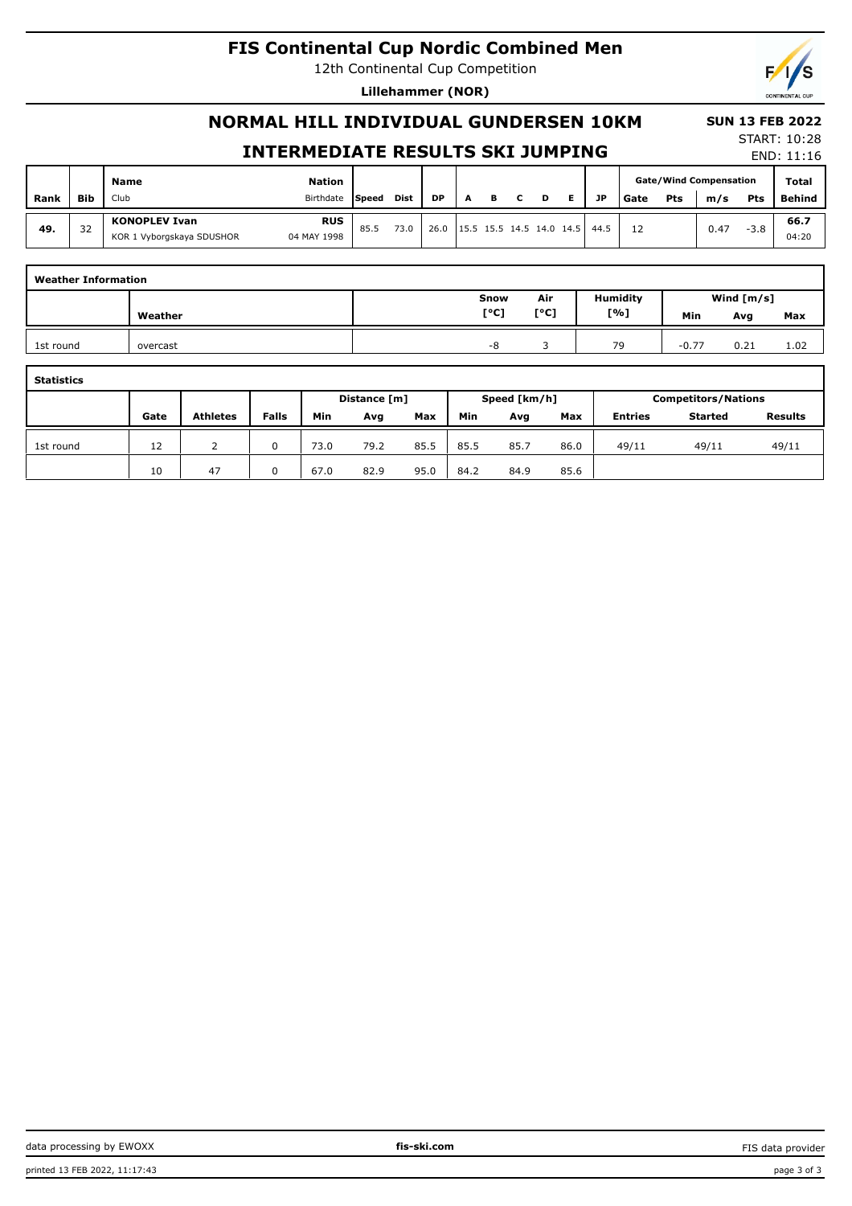# FIS Continental Cup Nordic Combined Men

12th Continental Cup Competition

**Lillehammer (NOR)**

## NORMAL HILL INDIVIDUAL GUNDERSEN 10KM

## INTERMEDIATE RESULTS SKI JUMPING

**SUN 13 FEB 2022**

START: 10:28

END: 11:16

| Rank | Bib | Name / Club | Nation / Birthdate | Speed | Dist | DP | A | B | C | D | E | JP | Gate/Wind Compensation: Gate | Pts | m/s | Pts | Total / Behind |
|---|---|---|---|---|---|---|---|---|---|---|---|---|---|---|---|---|---|
| 49. | 32 | **KONOPLEV Ivan** KOR 1 Vyborgskaya SDUSHOR | **RUS** 04 MAY 1998 | 85.5 | 73.0 | 26.0 | 15.5 | 15.5 | 14.5 | 14.0 | 14.5 | 44.5 | 12 | | 0.47 | -3.8 | **66.7** 04:20 |

**Weather Information**

| | Weather | Snow [°C] | Air [°C] | Humidity [%] | Wind [m/s] Min | Avg | Max |
|---|---|---|---|---|---|---|---|
| 1st round | overcast | -8 | 3 | 79 | -0.77 | 0.21 | 1.02 |

**Statistics**

| | Gate | Athletes | Falls | Distance [m] Min | Avg | Max | Speed [km/h] Min | Avg | Max | Competitors/Nations Entries | Started | Results |
|---|---|---|---|---|---|---|---|---|---|---|---|---|
| 1st round | 12 | 2 | 0 | 73.0 | 79.2 | 85.5 | 85.5 | 85.7 | 86.0 | 49/11 | 49/11 | 49/11 |
| | 10 | 47 | 0 | 67.0 | 82.9 | 95.0 | 84.2 | 84.9 | 85.6 | | | |

data processing by EWOXX — fis-ski.com — FIS data provider

printed 13 FEB 2022, 11:17:43